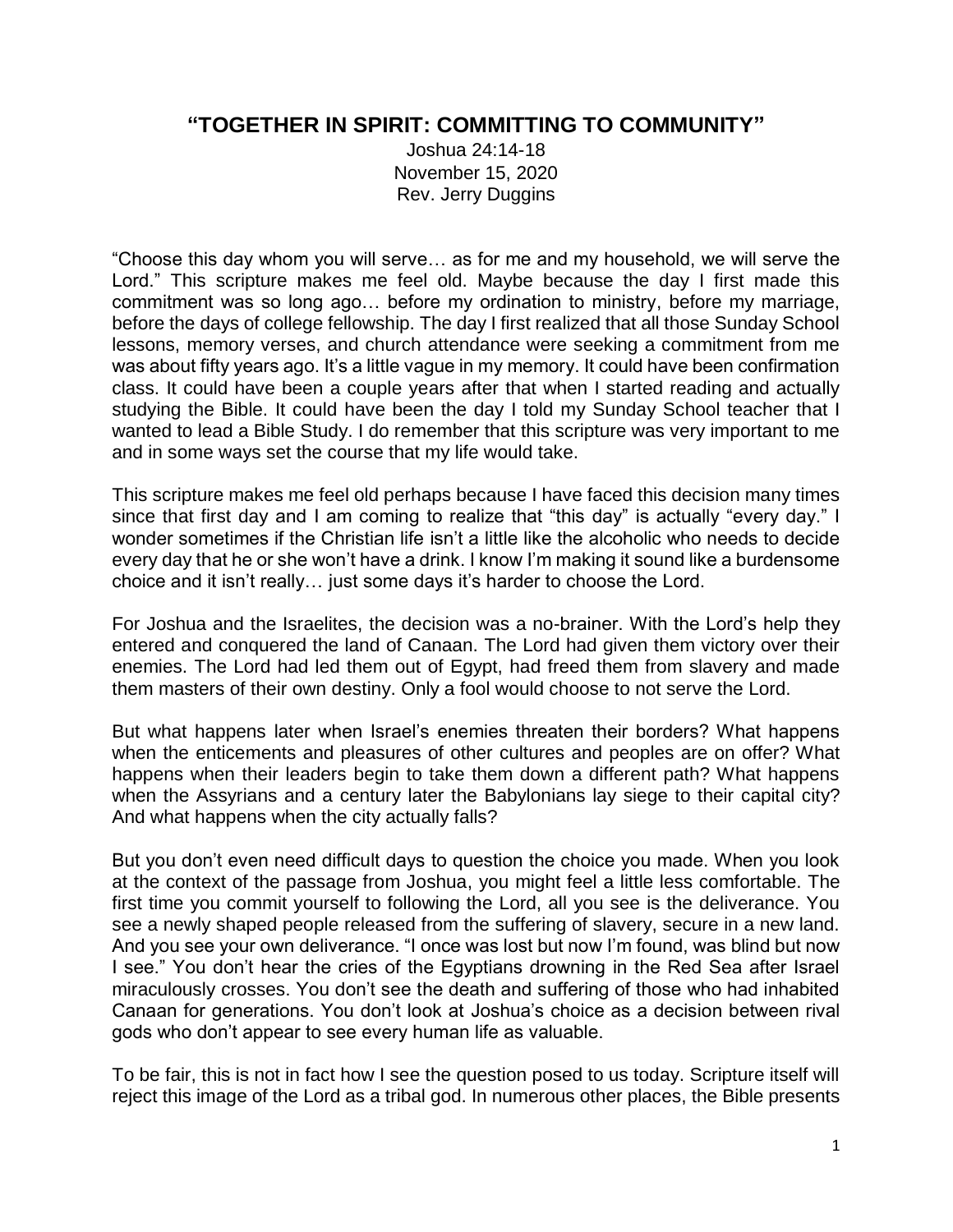# "TOGETHER IN SPIRIT: COMMITTING TO COMMUNITY"

Joshua 24:14-18
November 15, 2020
Rev. Jerry Duggins

"Choose this day whom you will serve… as for me and my household, we will serve the Lord." This scripture makes me feel old. Maybe because the day I first made this commitment was so long ago… before my ordination to ministry, before my marriage, before the days of college fellowship. The day I first realized that all those Sunday School lessons, memory verses, and church attendance were seeking a commitment from me was about fifty years ago. It's a little vague in my memory. It could have been confirmation class. It could have been a couple years after that when I started reading and actually studying the Bible. It could have been the day I told my Sunday School teacher that I wanted to lead a Bible Study. I do remember that this scripture was very important to me and in some ways set the course that my life would take.

This scripture makes me feel old perhaps because I have faced this decision many times since that first day and I am coming to realize that "this day" is actually "every day." I wonder sometimes if the Christian life isn't a little like the alcoholic who needs to decide every day that he or she won't have a drink. I know I'm making it sound like a burdensome choice and it isn't really… just some days it's harder to choose the Lord.

For Joshua and the Israelites, the decision was a no-brainer. With the Lord's help they entered and conquered the land of Canaan. The Lord had given them victory over their enemies. The Lord had led them out of Egypt, had freed them from slavery and made them masters of their own destiny. Only a fool would choose to not serve the Lord.

But what happens later when Israel's enemies threaten their borders? What happens when the enticements and pleasures of other cultures and peoples are on offer? What happens when their leaders begin to take them down a different path? What happens when the Assyrians and a century later the Babylonians lay siege to their capital city? And what happens when the city actually falls?

But you don't even need difficult days to question the choice you made. When you look at the context of the passage from Joshua, you might feel a little less comfortable. The first time you commit yourself to following the Lord, all you see is the deliverance. You see a newly shaped people released from the suffering of slavery, secure in a new land. And you see your own deliverance. "I once was lost but now I'm found, was blind but now I see." You don't hear the cries of the Egyptians drowning in the Red Sea after Israel miraculously crosses. You don't see the death and suffering of those who had inhabited Canaan for generations. You don't look at Joshua's choice as a decision between rival gods who don't appear to see every human life as valuable.

To be fair, this is not in fact how I see the question posed to us today. Scripture itself will reject this image of the Lord as a tribal god. In numerous other places, the Bible presents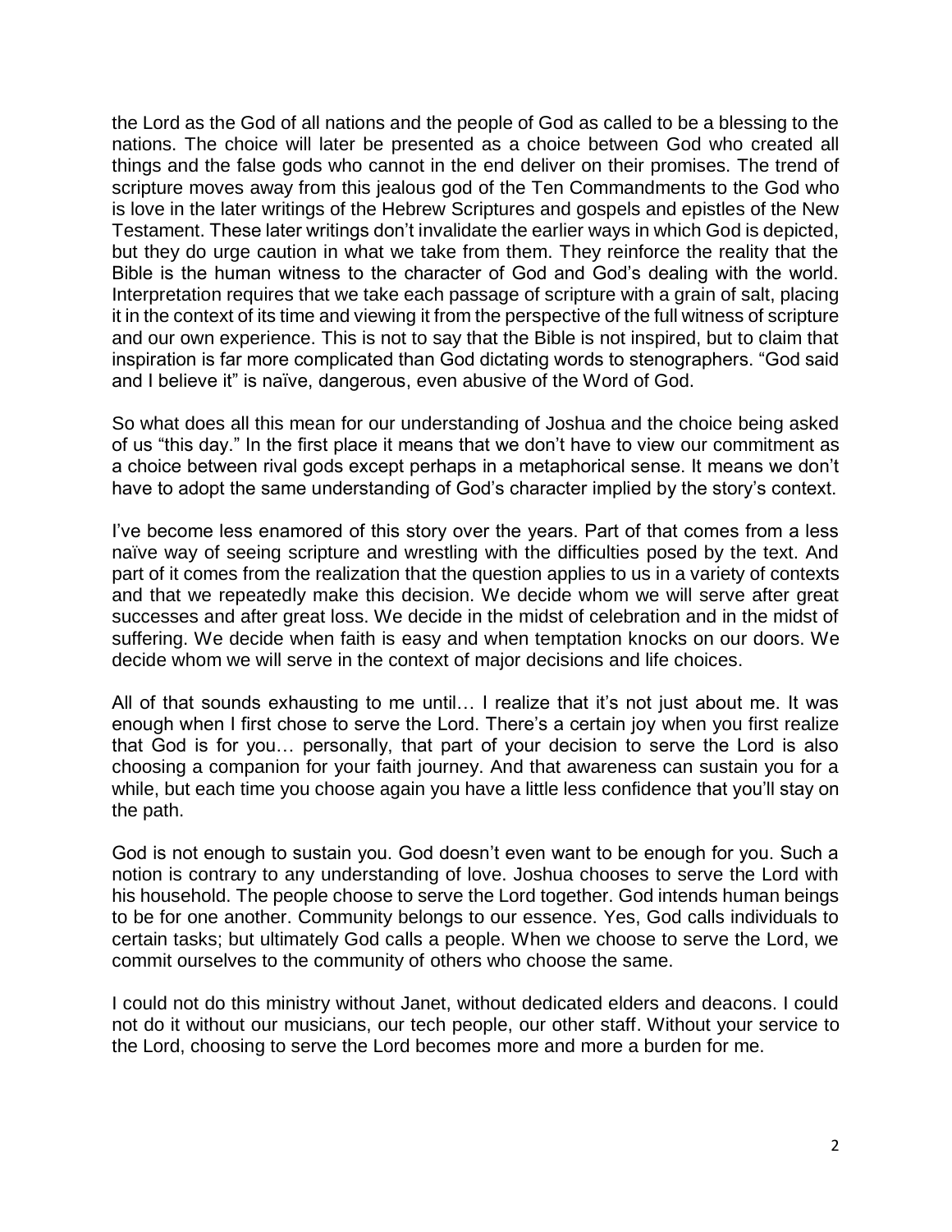the Lord as the God of all nations and the people of God as called to be a blessing to the nations. The choice will later be presented as a choice between God who created all things and the false gods who cannot in the end deliver on their promises. The trend of scripture moves away from this jealous god of the Ten Commandments to the God who is love in the later writings of the Hebrew Scriptures and gospels and epistles of the New Testament. These later writings don't invalidate the earlier ways in which God is depicted, but they do urge caution in what we take from them. They reinforce the reality that the Bible is the human witness to the character of God and God's dealing with the world. Interpretation requires that we take each passage of scripture with a grain of salt, placing it in the context of its time and viewing it from the perspective of the full witness of scripture and our own experience. This is not to say that the Bible is not inspired, but to claim that inspiration is far more complicated than God dictating words to stenographers. "God said and I believe it" is naïve, dangerous, even abusive of the Word of God.

So what does all this mean for our understanding of Joshua and the choice being asked of us "this day." In the first place it means that we don't have to view our commitment as a choice between rival gods except perhaps in a metaphorical sense. It means we don't have to adopt the same understanding of God's character implied by the story's context.

I've become less enamored of this story over the years. Part of that comes from a less naïve way of seeing scripture and wrestling with the difficulties posed by the text. And part of it comes from the realization that the question applies to us in a variety of contexts and that we repeatedly make this decision. We decide whom we will serve after great successes and after great loss. We decide in the midst of celebration and in the midst of suffering. We decide when faith is easy and when temptation knocks on our doors. We decide whom we will serve in the context of major decisions and life choices.

All of that sounds exhausting to me until… I realize that it's not just about me. It was enough when I first chose to serve the Lord. There's a certain joy when you first realize that God is for you… personally, that part of your decision to serve the Lord is also choosing a companion for your faith journey. And that awareness can sustain you for a while, but each time you choose again you have a little less confidence that you'll stay on the path.

God is not enough to sustain you. God doesn't even want to be enough for you. Such a notion is contrary to any understanding of love. Joshua chooses to serve the Lord with his household. The people choose to serve the Lord together. God intends human beings to be for one another. Community belongs to our essence. Yes, God calls individuals to certain tasks; but ultimately God calls a people. When we choose to serve the Lord, we commit ourselves to the community of others who choose the same.

I could not do this ministry without Janet, without dedicated elders and deacons. I could not do it without our musicians, our tech people, our other staff. Without your service to the Lord, choosing to serve the Lord becomes more and more a burden for me.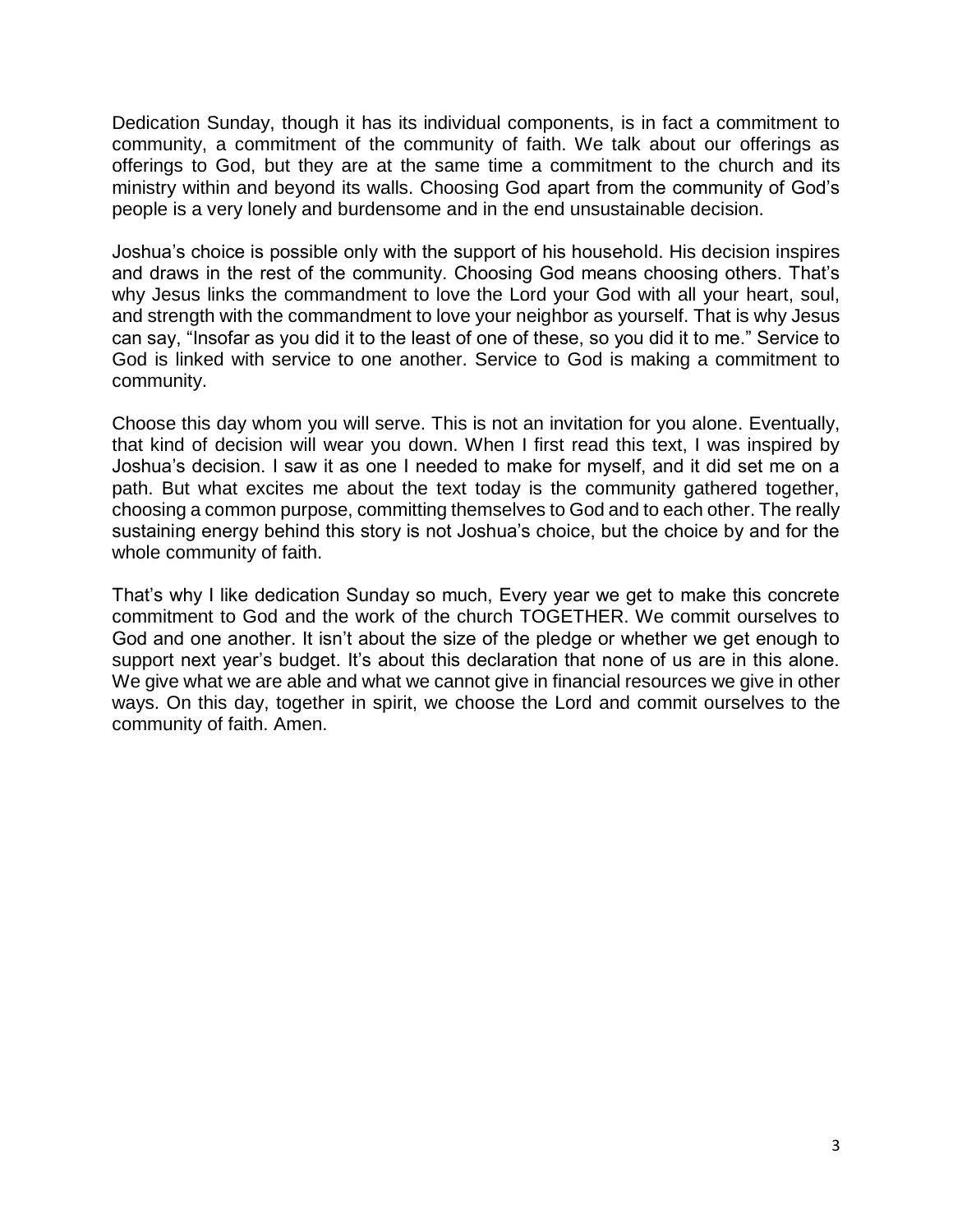Dedication Sunday, though it has its individual components, is in fact a commitment to community, a commitment of the community of faith. We talk about our offerings as offerings to God, but they are at the same time a commitment to the church and its ministry within and beyond its walls. Choosing God apart from the community of God's people is a very lonely and burdensome and in the end unsustainable decision.

Joshua's choice is possible only with the support of his household. His decision inspires and draws in the rest of the community. Choosing God means choosing others. That's why Jesus links the commandment to love the Lord your God with all your heart, soul, and strength with the commandment to love your neighbor as yourself. That is why Jesus can say, "Insofar as you did it to the least of one of these, so you did it to me." Service to God is linked with service to one another. Service to God is making a commitment to community.

Choose this day whom you will serve. This is not an invitation for you alone. Eventually, that kind of decision will wear you down. When I first read this text, I was inspired by Joshua's decision. I saw it as one I needed to make for myself, and it did set me on a path. But what excites me about the text today is the community gathered together, choosing a common purpose, committing themselves to God and to each other. The really sustaining energy behind this story is not Joshua's choice, but the choice by and for the whole community of faith.

That's why I like dedication Sunday so much, Every year we get to make this concrete commitment to God and the work of the church TOGETHER. We commit ourselves to God and one another. It isn't about the size of the pledge or whether we get enough to support next year's budget. It's about this declaration that none of us are in this alone. We give what we are able and what we cannot give in financial resources we give in other ways. On this day, together in spirit, we choose the Lord and commit ourselves to the community of faith. Amen.